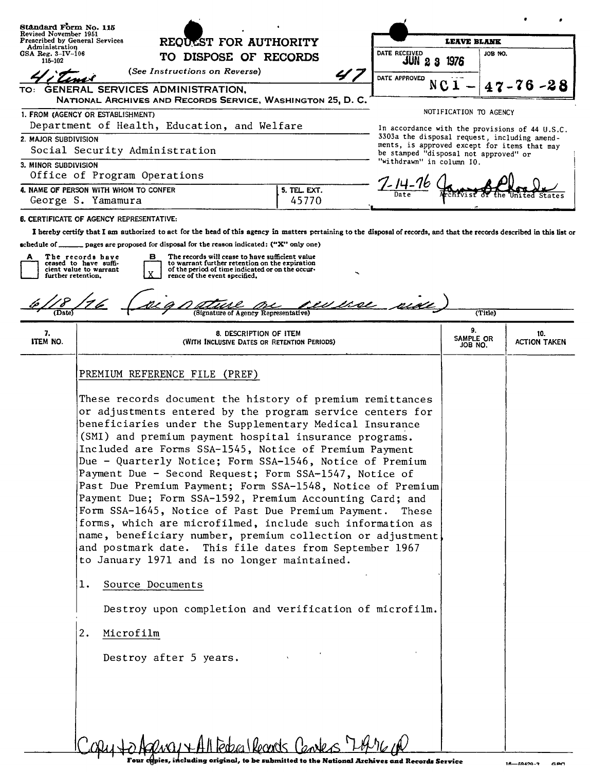Standard Form No. 115
Revised November 1951
Prescribed by General Services Administration
GSA Reg. 3-IV-106
115-102

# REQUEST FOR AUTHORITY TO DISPOSE OF RECORDS

(See Instructions on Reverse)

4 items 47

TO: GENERAL SERVICES ADMINISTRATION,
NATIONAL ARCHIVES AND RECORDS SERVICE, WASHINGTON 25, D. C.

| LEAVE BLANK | |
|---|---|
| DATE RECEIVED JUN 23 1976 | JOB NO. |
| DATE APPROVED | NC1 – 47-76-28 |

NOTIFICATION TO AGENCY

In accordance with the provisions of 44 U.S.C. 3303a the disposal request, including amendments, is approved except for items that may be stamped "disposal not approved" or "withdrawn" in column 10.

7-14-76 (signature) Date Archivist of the United States

1. FROM (AGENCY OR ESTABLISHMENT)
Department of Health, Education, and Welfare

2. MAJOR SUBDIVISION
Social Security Administration

3. MINOR SUBDIVISION
Office of Program Operations

4. NAME OF PERSON WITH WHOM TO CONFER
George S. Yamamura

5. TEL. EXT.
45770

6. CERTIFICATE OF AGENCY REPRESENTATIVE:

I hereby certify that I am authorized to act for the head of this agency in matters pertaining to the disposal of records, and that the records described in this list or schedule of ______ pages are proposed for disposal for the reason indicated: ("X" only one)

- [ ] A The records have ceased to have sufficient value to warrant further retention.
- [X] B The records will cease to have sufficient value to warrant further retention on the expiration of the period of time indicated or on the occurrence of the event specified.

6/18/76 (signature on reverse side)
(Date) (Signature of Agency Representative) (Title)

| 7. ITEM NO. | 8. DESCRIPTION OF ITEM (WITH INCLUSIVE DATES OR RETENTION PERIODS) | 9. SAMPLE OR JOB NO. | 10. ACTION TAKEN |
|---|---|---|---|
| | PREMIUM REFERENCE FILE (PREF) | | |
| | These records document the history of premium remittances or adjustments entered by the program service centers for beneficiaries under the Supplementary Medical Insurance (SMI) and premium payment hospital insurance programs. Included are Forms SSA-1545, Notice of Premium Payment Due - Quarterly Notice; Form SSA-1546, Notice of Premium Payment Due - Second Request; Form SSA-1547, Notice of Past Due Premium Payment; Form SSA-1548, Notice of Premium Payment Due; Form SSA-1592, Premium Accounting Card; and Form SSA-1645, Notice of Past Due Premium Payment. These forms, which are microfilmed, include such information as name, beneficiary number, premium collection or adjustment and postmark date. This file dates from September 1967 to January 1971 and is no longer maintained. | | |
| | 1. Source Documents<br><br>Destroy upon completion and verification of microfilm. | | |
| | 2. Microfilm<br><br>Destroy after 5 years. | | |

Copy to Agency + All Federal Records Centers 7-14-76

Four copies, including original, to be submitted to the National Archives and Records Service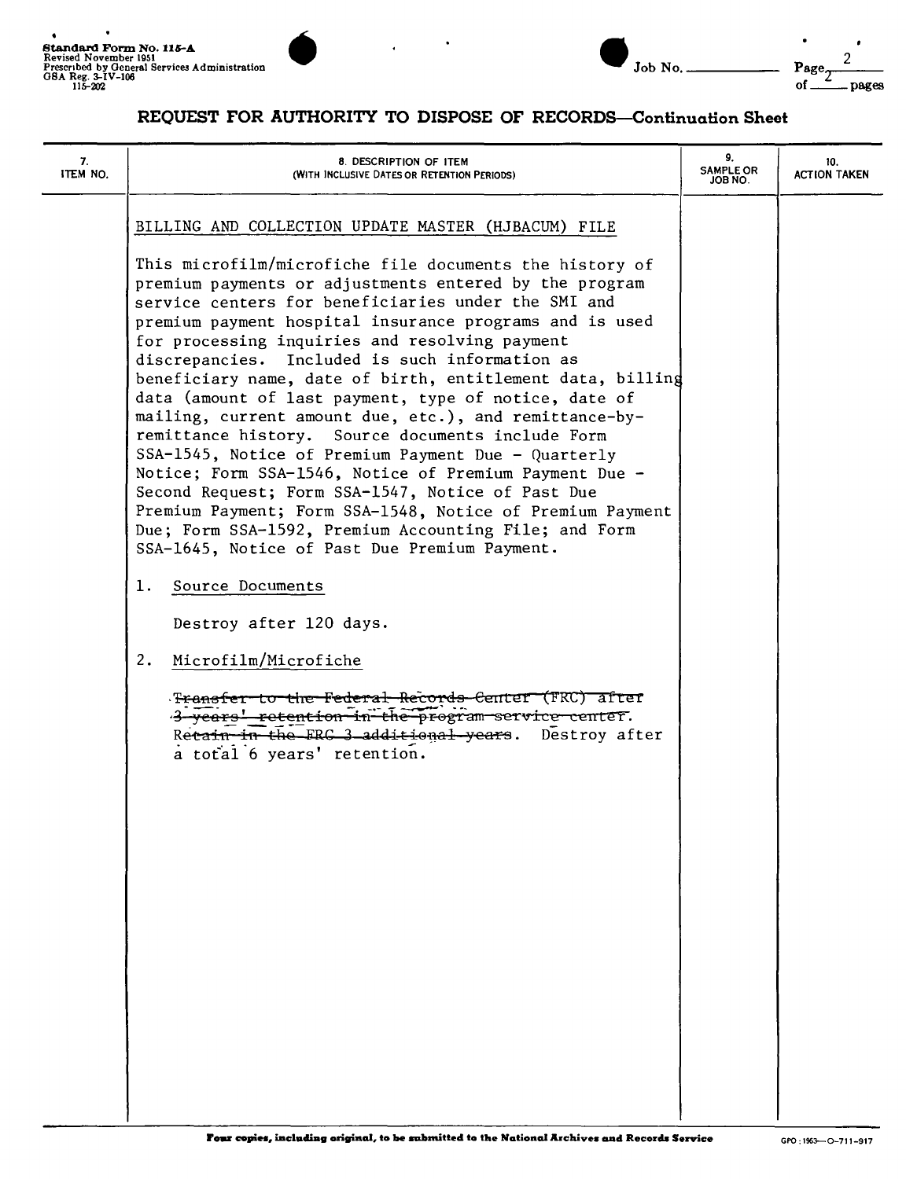Standard Form No. 115-A
Revised November 1951
Prescribed by General Services Administration
GSA Reg. 3-IV-106
115-202

Job No. ______

## REQUEST FOR AUTHORITY TO DISPOSE OF RECORDS—Continuation Sheet

| 7. ITEM NO. | 8. DESCRIPTION OF ITEM (WITH INCLUSIVE DATES OR RETENTION PERIODS) | 9. SAMPLE OR JOB NO. | 10. ACTION TAKEN |
|---|---|---|---|
| | BILLING AND COLLECTION UPDATE MASTER (HJBACUM) FILE | | |

BILLING AND COLLECTION UPDATE MASTER (HJBACUM) FILE

This microfilm/microfiche file documents the history of premium payments or adjustments entered by the program service centers for beneficiaries under the SMI and premium payment hospital insurance programs and is used for processing inquiries and resolving payment discrepancies. Included is such information as beneficiary name, date of birth, entitlement data, billing data (amount of last payment, type of notice, date of mailing, current amount due, etc.), and remittance-by-remittance history. Source documents include Form SSA-1545, Notice of Premium Payment Due - Quarterly Notice; Form SSA-1546, Notice of Premium Payment Due - Second Request; Form SSA-1547, Notice of Past Due Premium Payment; Form SSA-1548, Notice of Premium Payment Due; Form SSA-1592, Premium Accounting File; and Form SSA-1645, Notice of Past Due Premium Payment.

1. Source Documents

   Destroy after 120 days.

2. Microfilm/Microfiche

   ~~Transfer to the Federal Records Center (FRC) after 3 years' retention in the program service center. Retain in the FRC 3 additional years.~~ Destroy after a total 6 years' retention.

Four copies, including original, to be submitted to the National Archives and Records Service

GPO : 1963—O-711-917